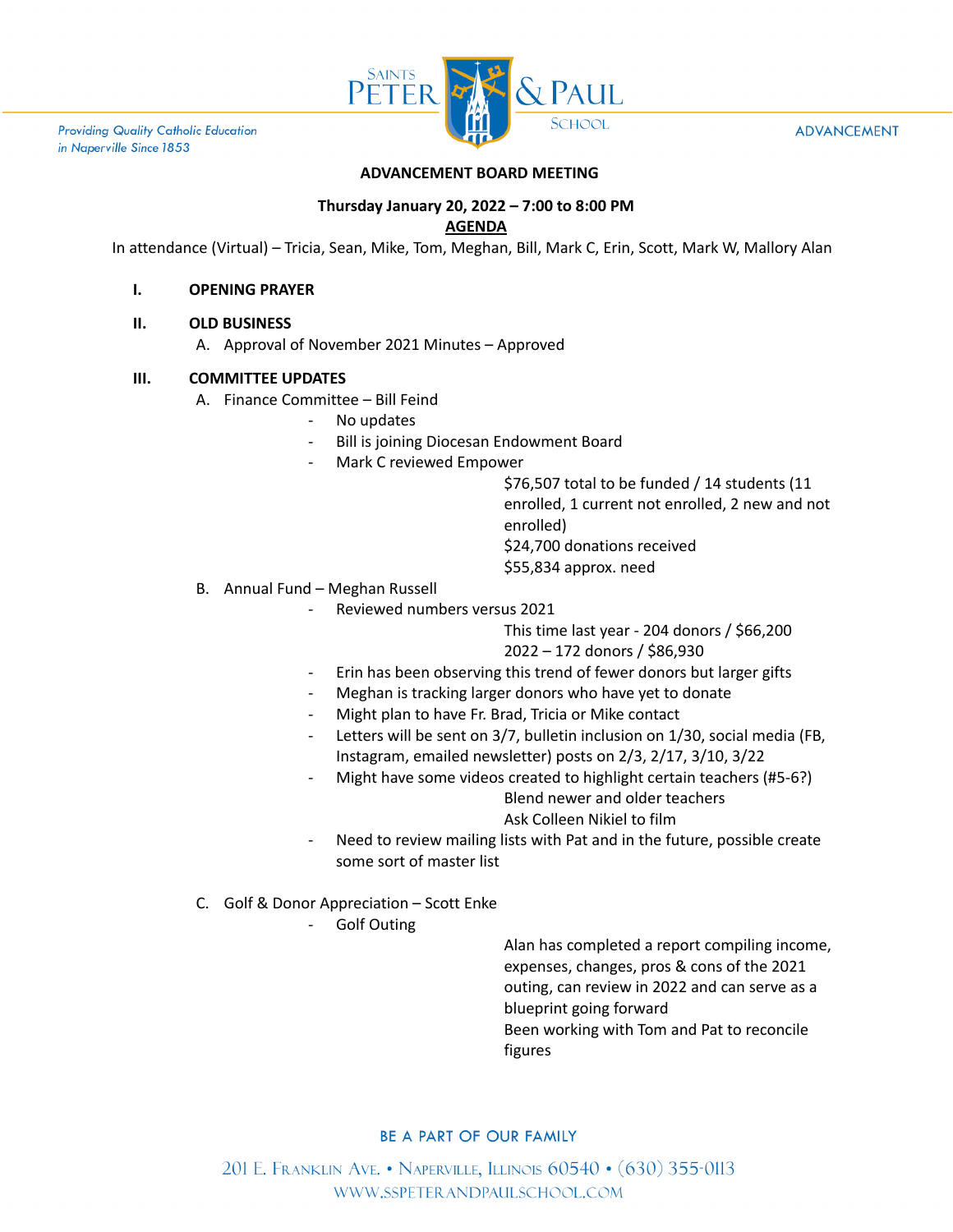# ADVANCEMENT BOARD MEETING

**Thursday January 20, 2022 – 7:00 to 8:00 PM**

**AGENDA**

In attendance (Virtual) – Tricia, Sean, Mike, Tom, Meghan, Bill, Mark C, Erin, Scott, Mark W, Mallory Alan

## I. OPENING PRAYER

## II. OLD BUSINESS

A. Approval of November 2021 Minutes – Approved

## III. COMMITTEE UPDATES

A. Finance Committee – Bill Feind

- No updates
- Bill is joining Diocesan Endowment Board
- Mark C reviewed Empower
  - $76,507 total to be funded / 14 students (11 enrolled, 1 current not enrolled, 2 new and not enrolled)
  - $24,700 donations received
  - $55,834 approx. need

B. Annual Fund – Meghan Russell

- Reviewed numbers versus 2021
  - This time last year - 204 donors / $66,200
  - 2022 – 172 donors / $86,930
- Erin has been observing this trend of fewer donors but larger gifts
- Meghan is tracking larger donors who have yet to donate
- Might plan to have Fr. Brad, Tricia or Mike contact
- Letters will be sent on 3/7, bulletin inclusion on 1/30, social media (FB, Instagram, emailed newsletter) posts on 2/3, 2/17, 3/10, 3/22
- Might have some videos created to highlight certain teachers (#5-6?)
  - Blend newer and older teachers
  - Ask Colleen Nikiel to film
- Need to review mailing lists with Pat and in the future, possible create some sort of master list

C. Golf & Donor Appreciation – Scott Enke

- Golf Outing
  - Alan has completed a report compiling income, expenses, changes, pros & cons of the 2021 outing, can review in 2022 and can serve as a blueprint going forward
  - Been working with Tom and Pat to reconcile figures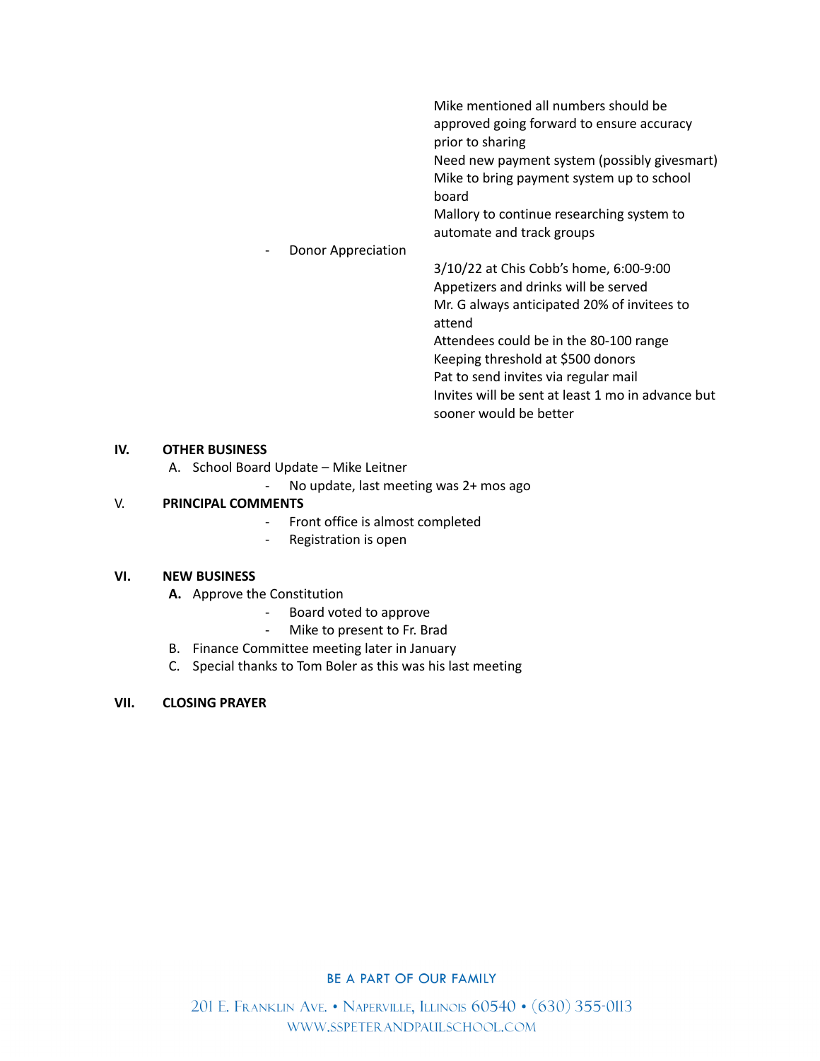Mike mentioned all numbers should be approved going forward to ensure accuracy prior to sharing
Need new payment system (possibly givesmart)
Mike to bring payment system up to school board
Mallory to continue researching system to automate and track groups

- Donor Appreciation

  3/10/22 at Chis Cobb's home, 6:00-9:00
  Appetizers and drinks will be served
  Mr. G always anticipated 20% of invitees to attend
  Attendees could be in the 80-100 range
  Keeping threshold at $500 donors
  Pat to send invites via regular mail
  Invites will be sent at least 1 mo in advance but sooner would be better

## IV. OTHER BUSINESS

A. School Board Update – Mike Leitner
  - No update, last meeting was 2+ mos ago

## V. PRINCIPAL COMMENTS

- Front office is almost completed
- Registration is open

## VI. NEW BUSINESS

**A.** Approve the Constitution
  - Board voted to approve
  - Mike to present to Fr. Brad

B. Finance Committee meeting later in January

C. Special thanks to Tom Boler as this was his last meeting

## VII. CLOSING PRAYER

BE A PART OF OUR FAMILY

201 E. Franklin Ave. • Naperville, Illinois 60540 • (630) 355-0113
WWW.SSPETERANDPAULSCHOOL.COM